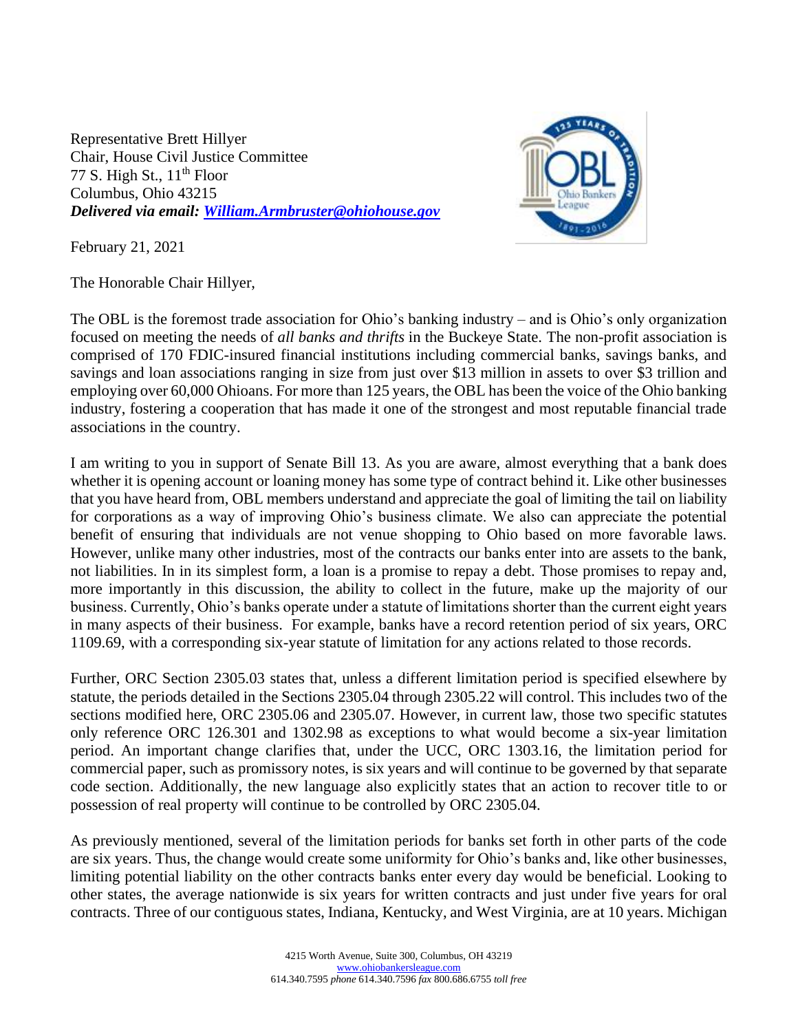Representative Brett Hillyer
Chair, House Civil Justice Committee
77 S. High St., 11th Floor
Columbus, Ohio 43215
***Delivered via email: [William.Armbruster@ohiohouse.gov](mailto:William.Armbruster@ohiohouse.gov)***

February 21, 2021

The Honorable Chair Hillyer,

The OBL is the foremost trade association for Ohio's banking industry – and is Ohio's only organization focused on meeting the needs of *all banks and thrifts* in the Buckeye State. The non-profit association is comprised of 170 FDIC-insured financial institutions including commercial banks, savings banks, and savings and loan associations ranging in size from just over \$13 million in assets to over \$3 trillion and employing over 60,000 Ohioans. For more than 125 years, the OBL has been the voice of the Ohio banking industry, fostering a cooperation that has made it one of the strongest and most reputable financial trade associations in the country.

I am writing to you in support of Senate Bill 13. As you are aware, almost everything that a bank does whether it is opening account or loaning money has some type of contract behind it. Like other businesses that you have heard from, OBL members understand and appreciate the goal of limiting the tail on liability for corporations as a way of improving Ohio's business climate. We also can appreciate the potential benefit of ensuring that individuals are not venue shopping to Ohio based on more favorable laws. However, unlike many other industries, most of the contracts our banks enter into are assets to the bank, not liabilities. In in its simplest form, a loan is a promise to repay a debt. Those promises to repay and, more importantly in this discussion, the ability to collect in the future, make up the majority of our business. Currently, Ohio's banks operate under a statute of limitations shorter than the current eight years in many aspects of their business. For example, banks have a record retention period of six years, ORC 1109.69, with a corresponding six-year statute of limitation for any actions related to those records.

Further, ORC Section 2305.03 states that, unless a different limitation period is specified elsewhere by statute, the periods detailed in the Sections 2305.04 through 2305.22 will control. This includes two of the sections modified here, ORC 2305.06 and 2305.07. However, in current law, those two specific statutes only reference ORC 126.301 and 1302.98 as exceptions to what would become a six-year limitation period. An important change clarifies that, under the UCC, ORC 1303.16, the limitation period for commercial paper, such as promissory notes, is six years and will continue to be governed by that separate code section. Additionally, the new language also explicitly states that an action to recover title to or possession of real property will continue to be controlled by ORC 2305.04.

As previously mentioned, several of the limitation periods for banks set forth in other parts of the code are six years. Thus, the change would create some uniformity for Ohio's banks and, like other businesses, limiting potential liability on the other contracts banks enter every day would be beneficial. Looking to other states, the average nationwide is six years for written contracts and just under five years for oral contracts. Three of our contiguous states, Indiana, Kentucky, and West Virginia, are at 10 years. Michigan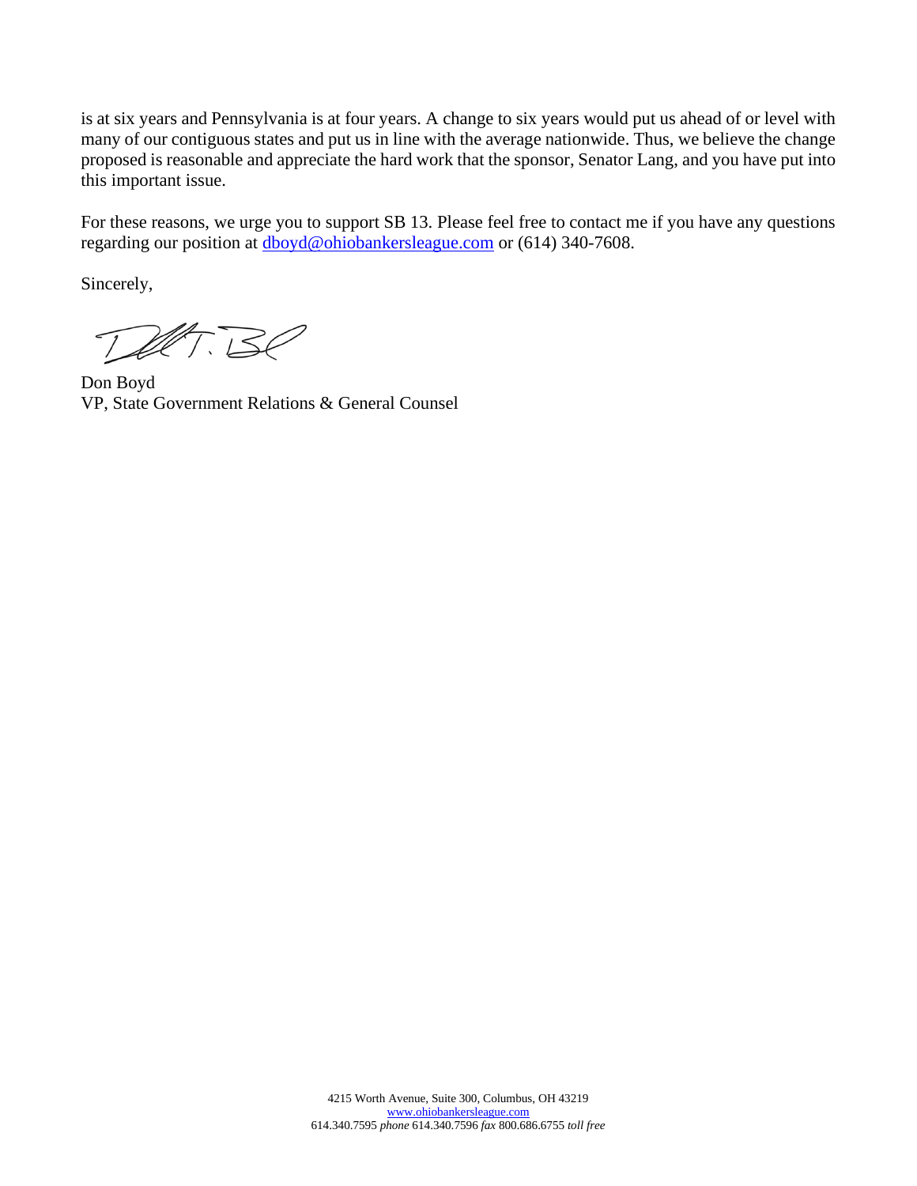is at six years and Pennsylvania is at four years. A change to six years would put us ahead of or level with many of our contiguous states and put us in line with the average nationwide. Thus, we believe the change proposed is reasonable and appreciate the hard work that the sponsor, Senator Lang, and you have put into this important issue.

For these reasons, we urge you to support SB 13. Please feel free to contact me if you have any questions regarding our position at dboyd@ohiobankersleague.com or (614) 340-7608.

Sincerely,

Don Boyd
VP, State Government Relations & General Counsel

4215 Worth Avenue, Suite 300, Columbus, OH 43219
www.ohiobankersleague.com
614.340.7595 *phone* 614.340.7596 *fax* 800.686.6755 *toll free*